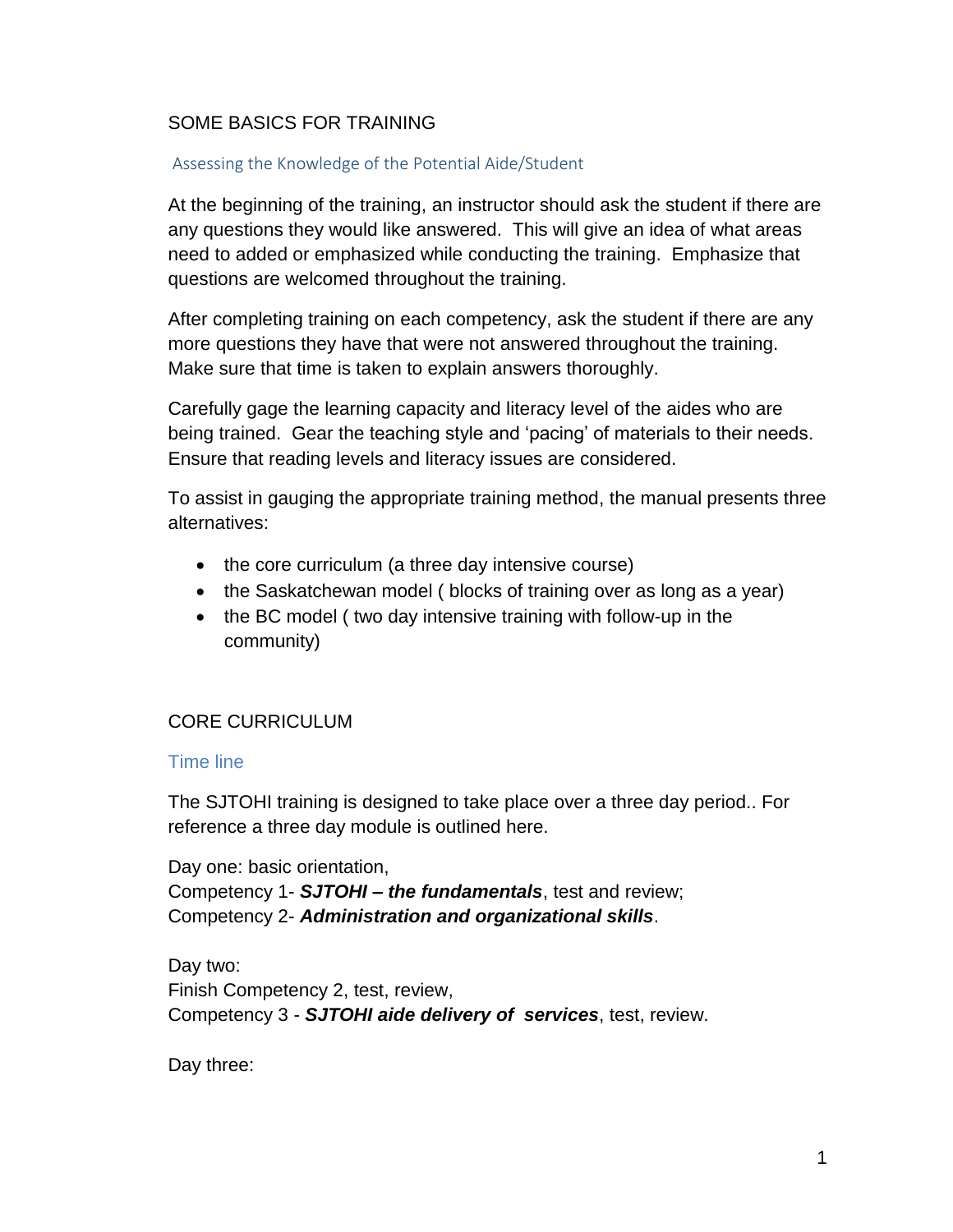## SOME BASICS FOR TRAINING

### Assessing the Knowledge of the Potential Aide/Student

At the beginning of the training, an instructor should ask the student if there are any questions they would like answered. This will give an idea of what areas need to added or emphasized while conducting the training. Emphasize that questions are welcomed throughout the training.

After completing training on each competency, ask the student if there are any more questions they have that were not answered throughout the training. Make sure that time is taken to explain answers thoroughly.

Carefully gage the learning capacity and literacy level of the aides who are being trained. Gear the teaching style and 'pacing' of materials to their needs. Ensure that reading levels and literacy issues are considered.

To assist in gauging the appropriate training method, the manual presents three alternatives:

- the core curriculum (a three day intensive course)
- the Saskatchewan model ( blocks of training over as long as a year)
- the BC model ( two day intensive training with follow-up in the community)

## CORE CURRICULUM

### Time line

The SJTOHI training is designed to take place over a three day period.. For reference a three day module is outlined here.

Day one: basic orientation,
Competency 1- ***SJTOHI – the fundamentals***, test and review;
Competency 2- ***Administration and organizational skills***.

Day two:
Finish Competency 2, test, review,
Competency 3 - ***SJTOHI aide delivery of services***, test, review.

Day three: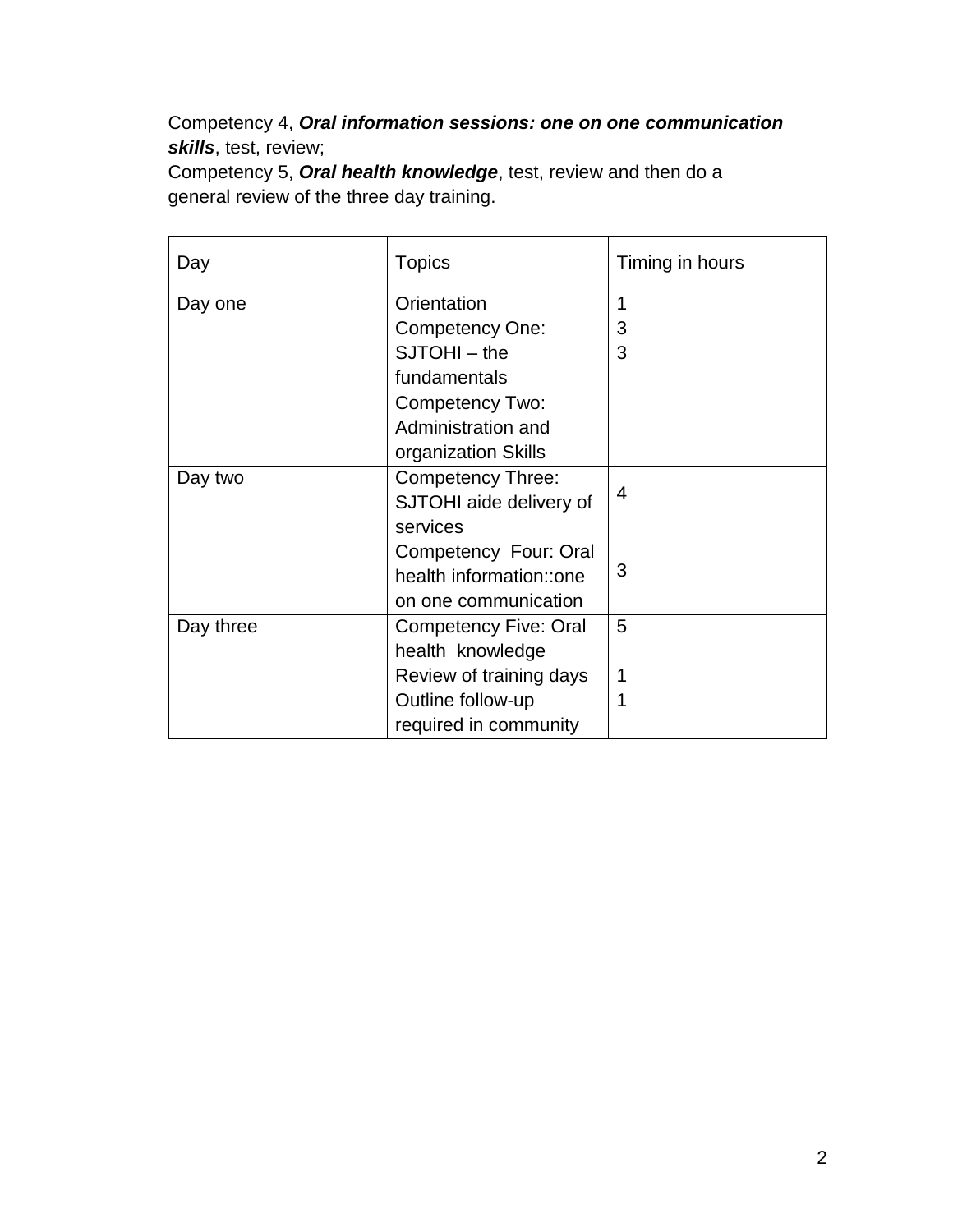Competency 4, ***Oral information sessions: one on one communication skills***, test, review;
Competency 5, ***Oral health knowledge***, test, review and then do a general review of the three day training.

| Day | Topics | Timing in hours |
|---|---|---|
| Day one | Orientation<br>Competency One: SJTOHI – the fundamentals<br>Competency Two: Administration and organization Skills | 1<br>3<br>3 |
| Day two | Competency Three: SJTOHI aide delivery of services<br>Competency Four: Oral health information::one on one communication | 4<br><br>3 |
| Day three | Competency Five: Oral health knowledge<br>Review of training days<br>Outline follow-up required in community | 5<br><br>1<br>1 |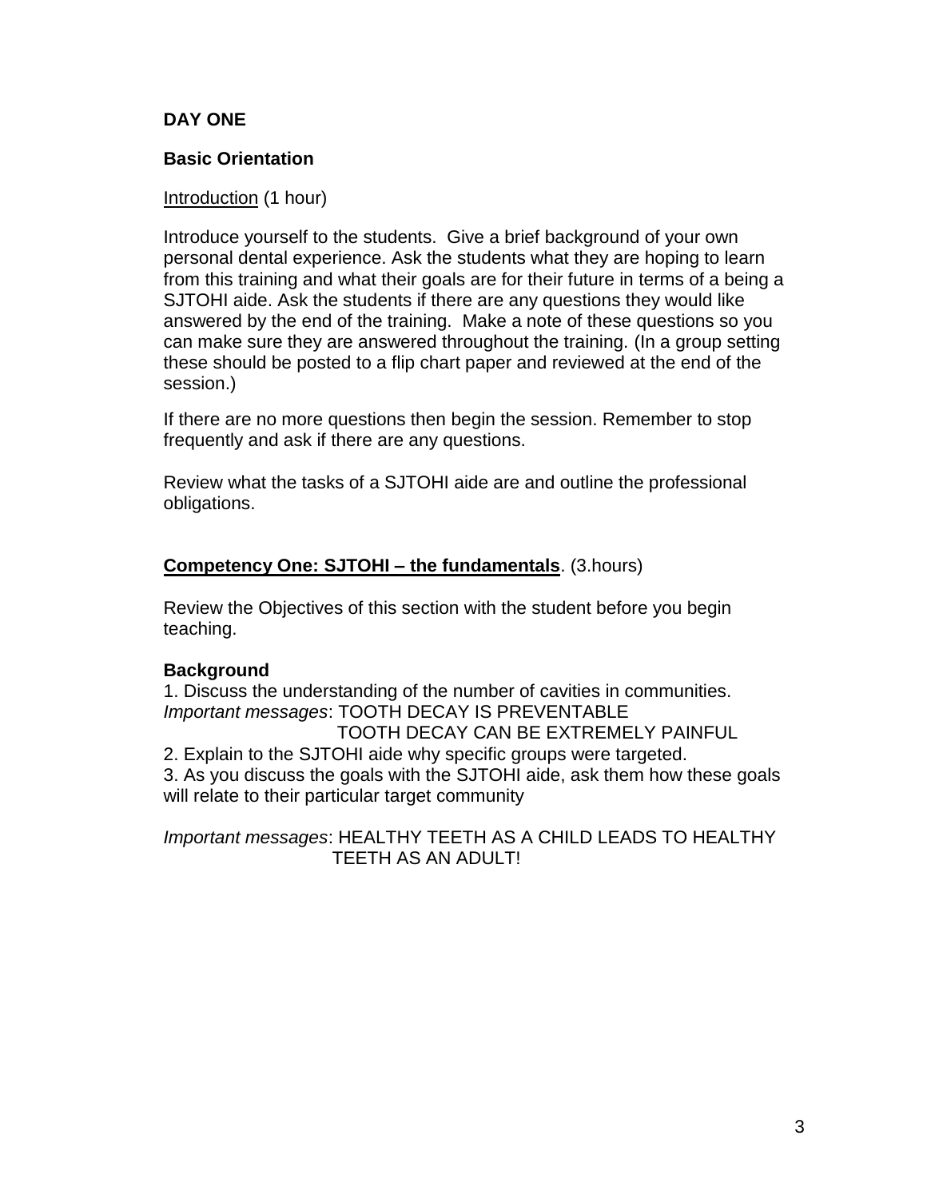**DAY ONE**

**Basic Orientation**

<u>Introduction</u> (1 hour)

Introduce yourself to the students. Give a brief background of your own personal dental experience. Ask the students what they are hoping to learn from this training and what their goals are for their future in terms of a being a SJTOHI aide. Ask the students if there are any questions they would like answered by the end of the training. Make a note of these questions so you can make sure they are answered throughout the training. (In a group setting these should be posted to a flip chart paper and reviewed at the end of the session.)

If there are no more questions then begin the session. Remember to stop frequently and ask if there are any questions.

Review what the tasks of a SJTOHI aide are and outline the professional obligations.

**<u>Competency One: SJTOHI – the fundamentals</u>**. (3.hours)

Review the Objectives of this section with the student before you begin teaching.

**Background**

1. Discuss the understanding of the number of cavities in communities.
*Important messages*: TOOTH DECAY IS PREVENTABLE
TOOTH DECAY CAN BE EXTREMELY PAINFUL
2. Explain to the SJTOHI aide why specific groups were targeted.
3. As you discuss the goals with the SJTOHI aide, ask them how these goals will relate to their particular target community

*Important messages*: HEALTHY TEETH AS A CHILD LEADS TO HEALTHY TEETH AS AN ADULT!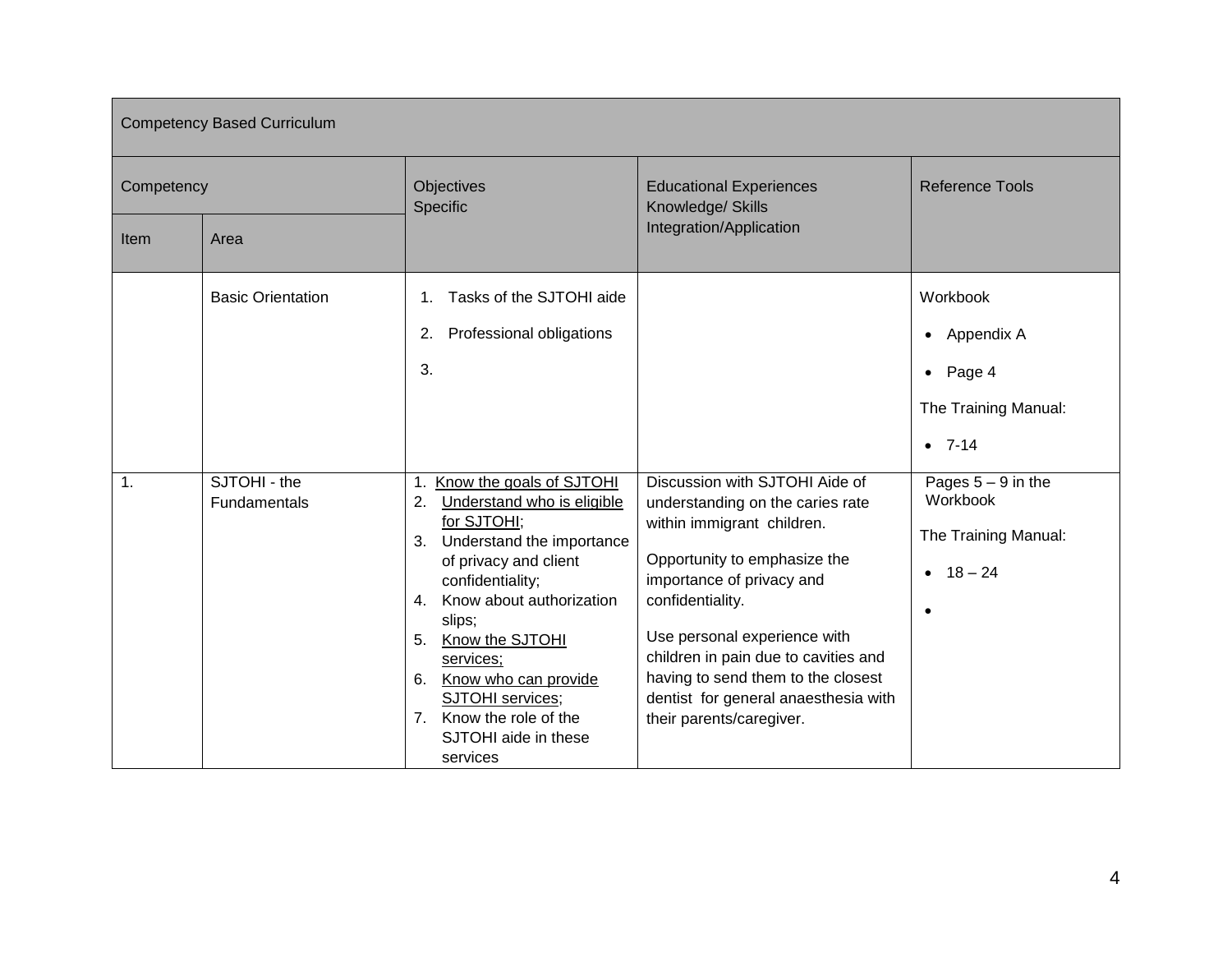| Competency Based Curriculum | | | | |
|---|---|---|---|---|
| Competency | | Objectives<br>Specific | Educational Experiences<br>Knowledge/ Skills<br>Integration/Application | Reference Tools |
| Item | Area | | | |
| | Basic Orientation | 1. Tasks of the SJTOHI aide<br>2. Professional obligations<br>3. | | Workbook<br>• Appendix A<br>• Page 4<br>The Training Manual:<br>• 7-14 |
| 1. | SJTOHI - the Fundamentals | 1. Know the goals of SJTOHI<br>2. Understand who is eligible for SJTOHI;<br>3. Understand the importance of privacy and client confidentiality;<br>4. Know about authorization slips;<br>5. Know the SJTOHI services;<br>6. Know who can provide SJTOHI services;<br>7. Know the role of the SJTOHI aide in these services | Discussion with SJTOHI Aide of understanding on the caries rate within immigrant children.<br><br>Opportunity to emphasize the importance of privacy and confidentiality.<br><br>Use personal experience with children in pain due to cavities and having to send them to the closest dentist for general anaesthesia with their parents/caregiver. | Pages 5 – 9 in the Workbook<br>The Training Manual:<br>• 18 – 24<br>• |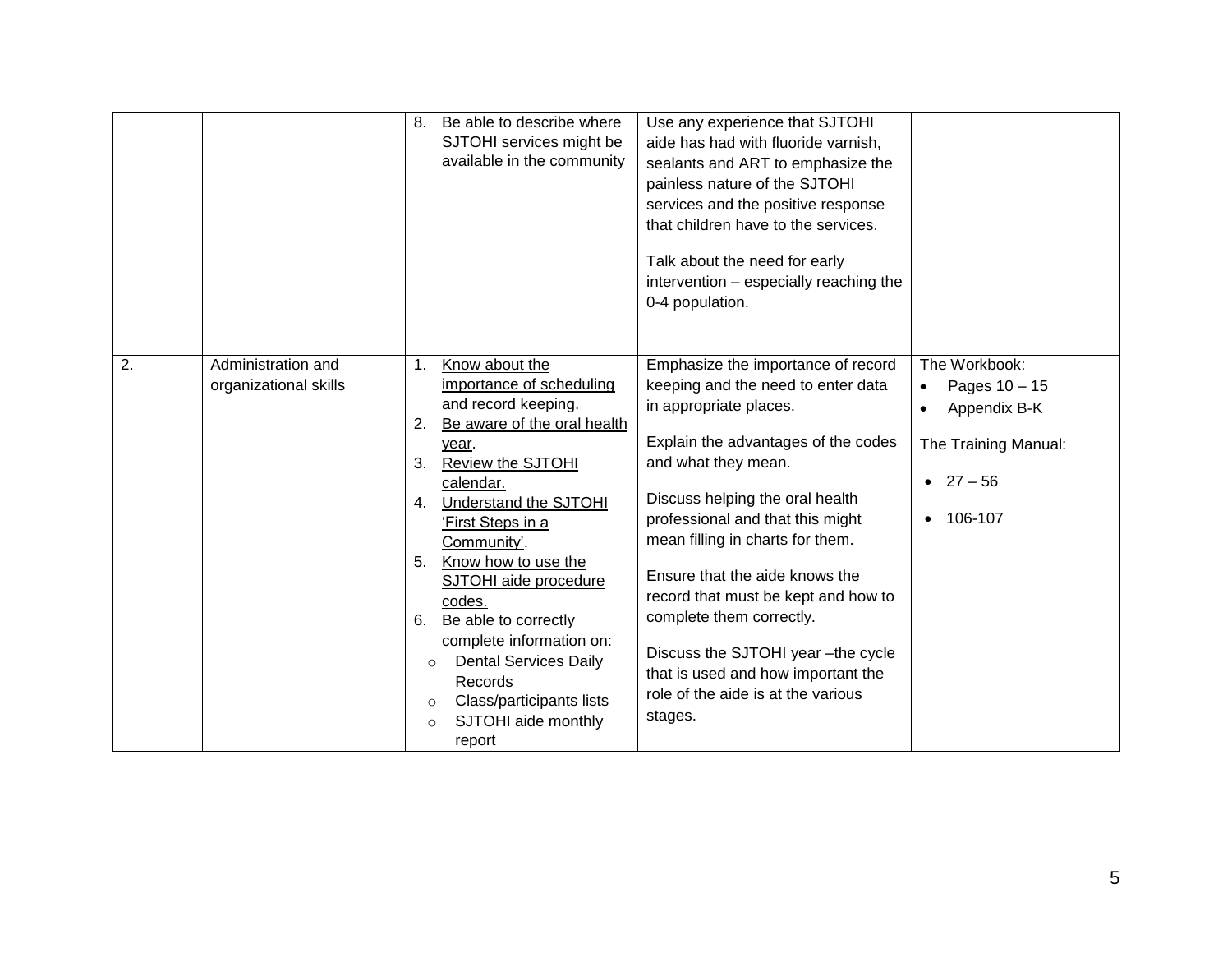| | | | | |
|---|---|---|---|---|
| | | 8. Be able to describe where SJTOHI services might be available in the community | Use any experience that SJTOHI aide has had with fluoride varnish, sealants and ART to emphasize the painless nature of the SJTOHI services and the positive response that children have to the services.<br><br>Talk about the need for early intervention – especially reaching the 0-4 population. | |
| 2. | Administration and organizational skills | 1. <u>Know about the importance of scheduling and record keeping</u>.<br>2. <u>Be aware of the oral health year</u>.<br>3. <u>Review the SJTOHI calendar.</u><br>4. <u>Understand the SJTOHI 'First Steps in a Community'</u>.<br>5. <u>Know how to use the SJTOHI aide procedure codes.</u><br>6. Be able to correctly complete information on:<br>○ Dental Services Daily Records<br>○ Class/participants lists<br>○ SJTOHI aide monthly report | Emphasize the importance of record keeping and the need to enter data in appropriate places.<br><br>Explain the advantages of the codes and what they mean.<br><br>Discuss helping the oral health professional and that this might mean filling in charts for them.<br><br>Ensure that the aide knows the record that must be kept and how to complete them correctly.<br><br>Discuss the SJTOHI year –the cycle that is used and how important the role of the aide is at the various stages. | The Workbook:<br>• Pages 10 – 15<br>• Appendix B-K<br><br>The Training Manual:<br>• 27 – 56<br>• 106-107 |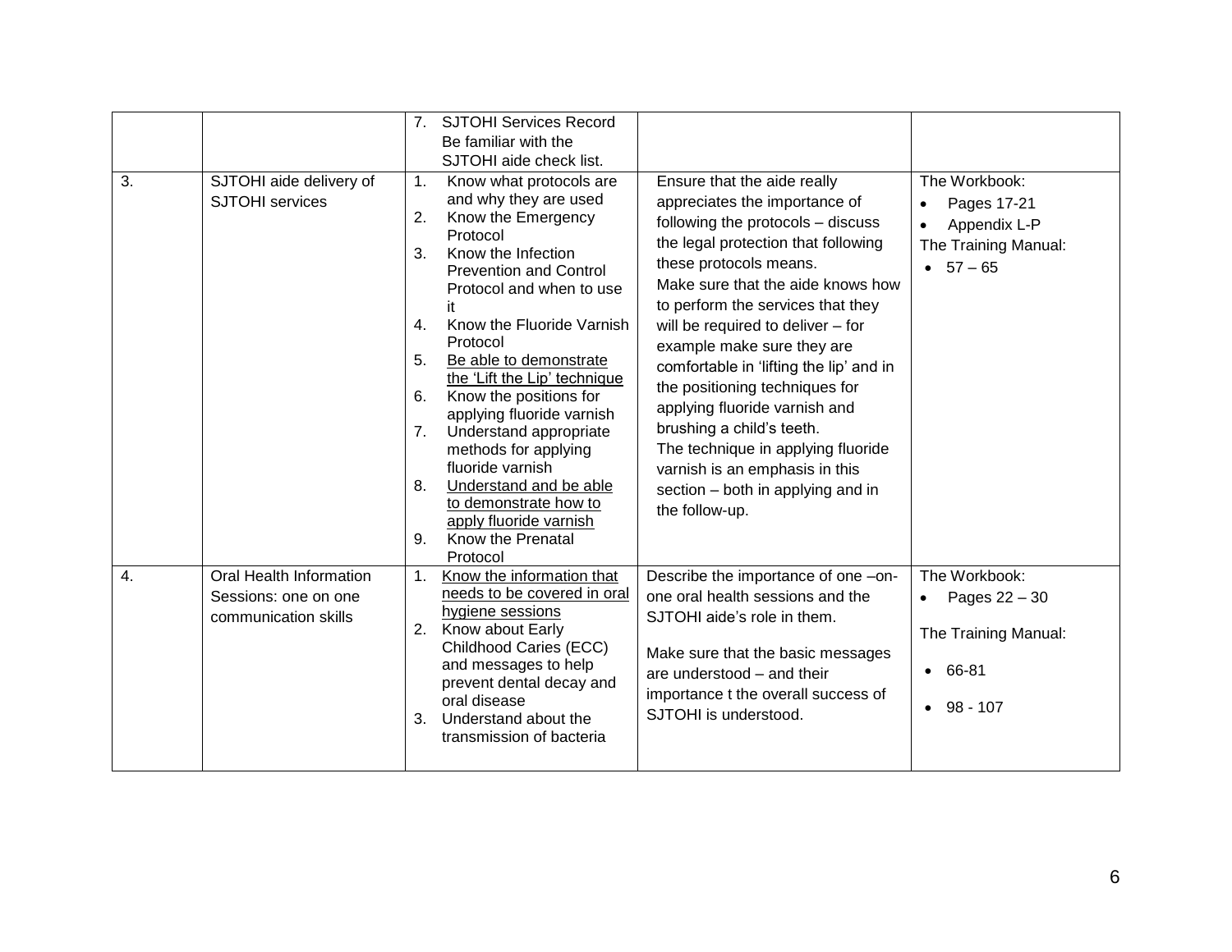| | | | | |
|---|---|---|---|---|
| | | 7. SJTOHI Services Record Be familiar with the SJTOHI aide check list. | | |
| 3. | SJTOHI aide delivery of SJTOHI services | 1. Know what protocols are and why they are used<br>2. Know the Emergency Protocol<br>3. Know the Infection Prevention and Control Protocol and when to use it<br>4. Know the Fluoride Varnish Protocol<br>5. Be able to demonstrate the 'Lift the Lip' technique<br>6. Know the positions for applying fluoride varnish<br>7. Understand appropriate methods for applying fluoride varnish<br>8. Understand and be able to demonstrate how to apply fluoride varnish<br>9. Know the Prenatal Protocol | Ensure that the aide really appreciates the importance of following the protocols – discuss the legal protection that following these protocols means.<br>Make sure that the aide knows how to perform the services that they will be required to deliver – for example make sure they are comfortable in 'lifting the lip' and in the positioning techniques for applying fluoride varnish and brushing a child's teeth.<br>The technique in applying fluoride varnish is an emphasis in this section – both in applying and in the follow-up. | The Workbook:<br>• Pages 17-21<br>• Appendix L-P<br>The Training Manual:<br>• 57 – 65 |
| 4. | Oral Health Information Sessions: one on one communication skills | 1. Know the information that needs to be covered in oral hygiene sessions<br>2. Know about Early Childhood Caries (ECC) and messages to help prevent dental decay and oral disease<br>3. Understand about the transmission of bacteria | Describe the importance of one –on-one oral health sessions and the SJTOHI aide's role in them.<br>Make sure that the basic messages are understood – and their importance t the overall success of SJTOHI is understood. | The Workbook:<br>• Pages 22 – 30<br>The Training Manual:<br>• 66-81<br>• 98 - 107 |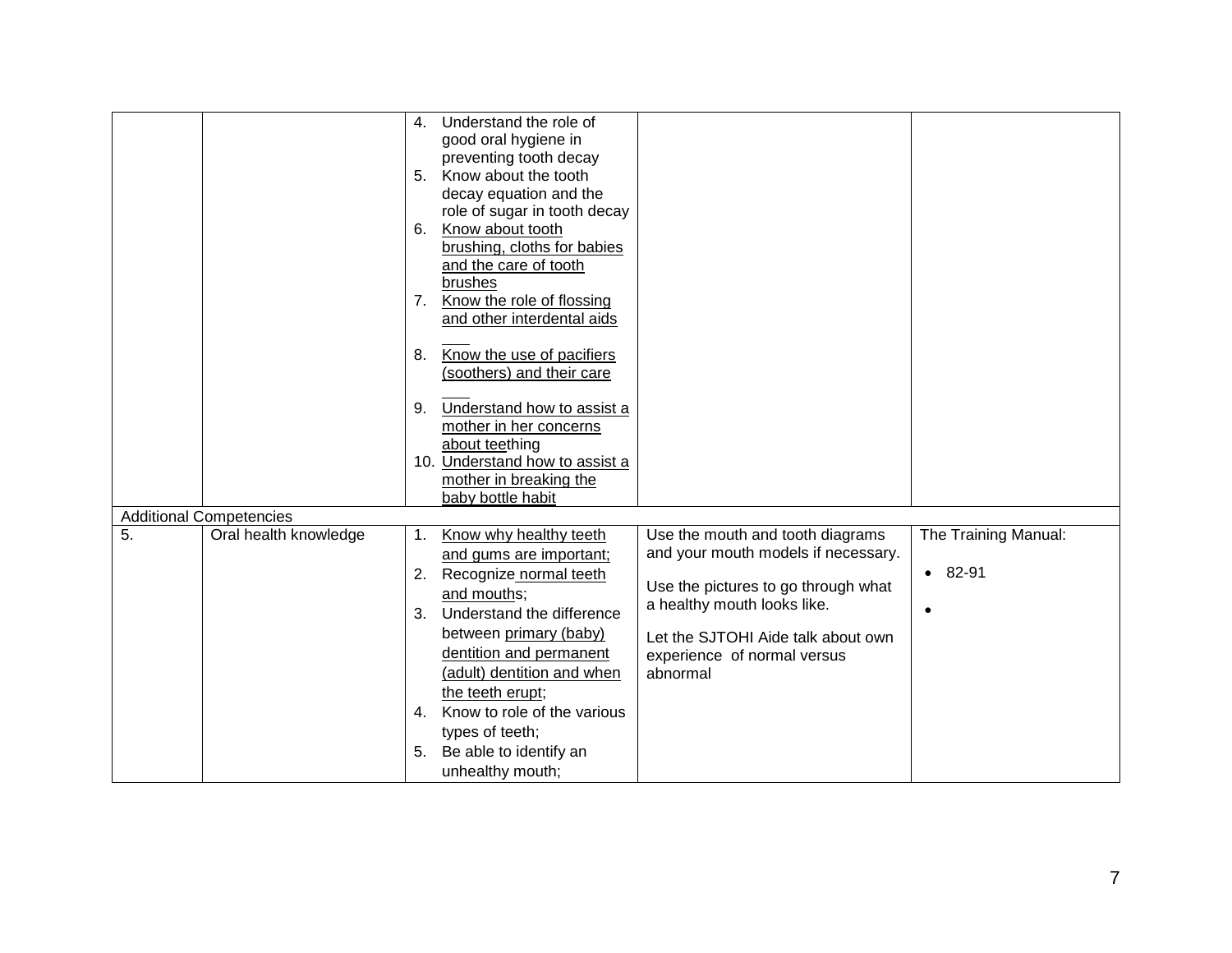| | | | | |
|---|---|---|---|---|
| | | 4. Understand the role of good oral hygiene in preventing tooth decay<br>5. Know about the tooth decay equation and the role of sugar in tooth decay<br>6. Know about tooth brushing, cloths for babies and the care of tooth brushes<br>7. Know the role of flossing and other interdental aids<br>8. Know the use of pacifiers (soothers) and their care<br>9. Understand how to assist a mother in her concerns about teething<br>10. Understand how to assist a mother in breaking the baby bottle habit | | |
| Additional Competencies | | | | |
| 5. | Oral health knowledge | 1. Know why healthy teeth and gums are important;<br>2. Recognize normal teeth and mouths;<br>3. Understand the difference between primary (baby) dentition and permanent (adult) dentition and when the teeth erupt;<br>4. Know to role of the various types of teeth;<br>5. Be able to identify an unhealthy mouth; | Use the mouth and tooth diagrams and your mouth models if necessary.<br><br>Use the pictures to go through what a healthy mouth looks like.<br><br>Let the SJTOHI Aide talk about own experience of normal versus abnormal | The Training Manual:<br>• 82-91<br>• |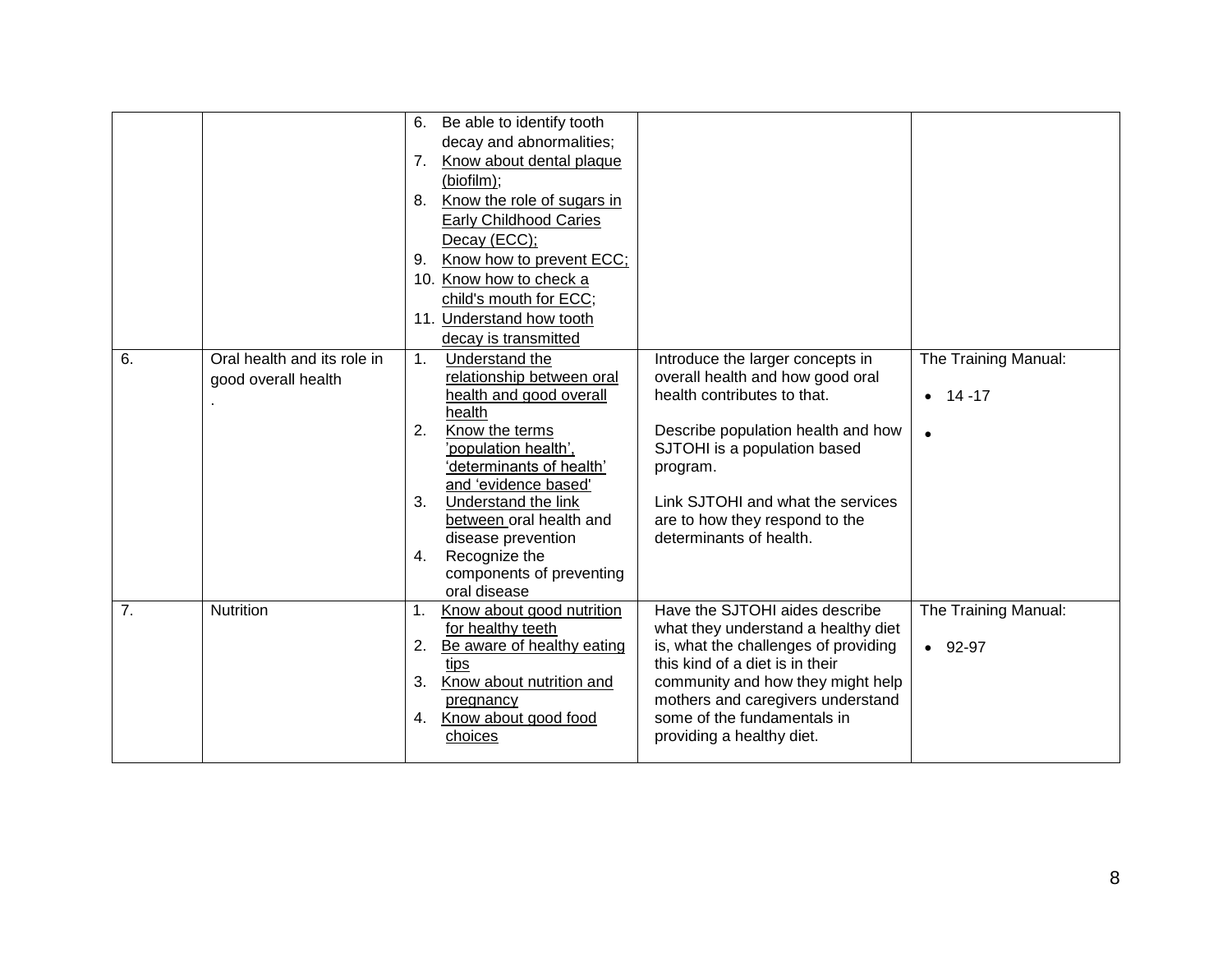| | | | | |
|---|---|---|---|---|
| | | 6. Be able to identify tooth decay and abnormalities;<br>7. Know about dental plaque (biofilm);<br>8. Know the role of sugars in Early Childhood Caries Decay (ECC);<br>9. Know how to prevent ECC;<br>10. Know how to check a child's mouth for ECC;<br>11. Understand how tooth decay is transmitted | | |
| 6. | Oral health and its role in good overall health<br>. | 1. Understand the relationship between oral health and good overall health<br>2. Know the terms 'population health', 'determinants of health' and 'evidence based'<br>3. Understand the link between oral health and disease prevention<br>4. Recognize the components of preventing oral disease | Introduce the larger concepts in overall health and how good oral health contributes to that.<br><br>Describe population health and how SJTOHI is a population based program.<br><br>Link SJTOHI and what the services are to how they respond to the determinants of health. | The Training Manual:<br>• 14 -17<br>• |
| 7. | Nutrition | 1. Know about good nutrition for healthy teeth<br>2. Be aware of healthy eating tips<br>3. Know about nutrition and pregnancy<br>4. Know about good food choices | Have the SJTOHI aides describe what they understand a healthy diet is, what the challenges of providing this kind of a diet is in their community and how they might help mothers and caregivers understand some of the fundamentals in providing a healthy diet. | The Training Manual:<br>• 92-97 |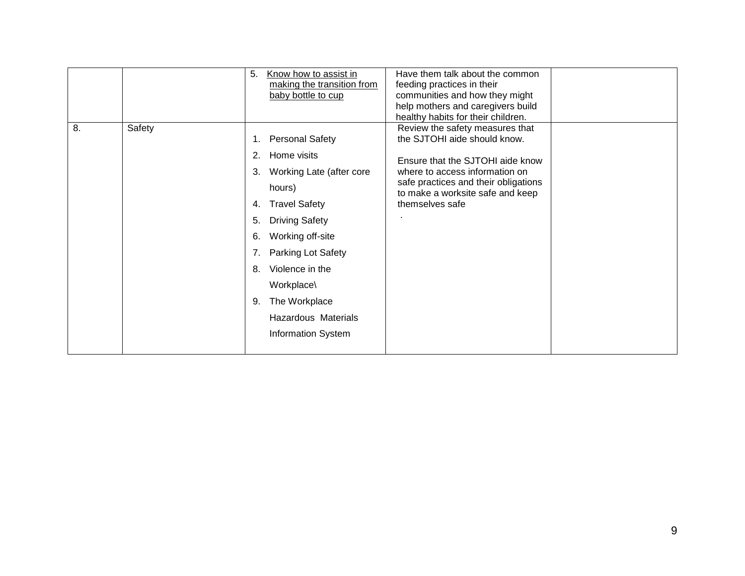|  |  |  |  |  |
|---|---|---|---|---|
|  |  | 5. Know how to assist in making the transition from baby bottle to cup | Have them talk about the common feeding practices in their communities and how they might help mothers and caregivers build healthy habits for their children. |  |
| 8. | Safety | 1. Personal Safety<br>2. Home visits<br>3. Working Late (after core hours)<br>4. Travel Safety<br>5. Driving Safety<br>6. Working off-site<br>7. Parking Lot Safety<br>8. Violence in the Workplace\<br>9. The Workplace Hazardous Materials Information System | Review the safety measures that the SJTOHI aide should know.<br><br>Ensure that the SJTOHI aide know where to access information on safe practices and their obligations to make a worksite safe and keep themselves safe<br>. |  |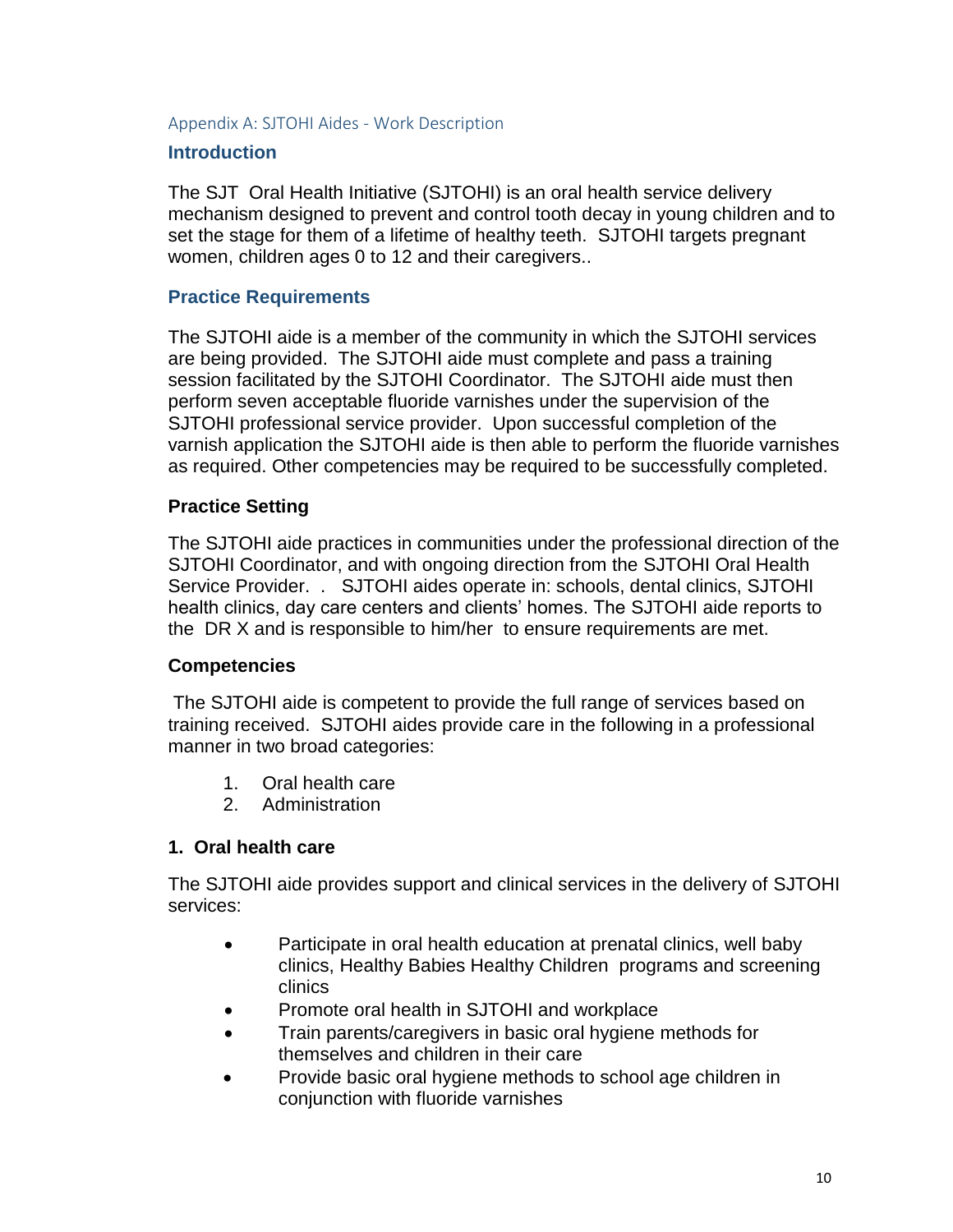## Appendix A: SJTOHI Aides - Work Description

### Introduction

The SJT Oral Health Initiative (SJTOHI) is an oral health service delivery mechanism designed to prevent and control tooth decay in young children and to set the stage for them of a lifetime of healthy teeth. SJTOHI targets pregnant women, children ages 0 to 12 and their caregivers..

### Practice Requirements

The SJTOHI aide is a member of the community in which the SJTOHI services are being provided. The SJTOHI aide must complete and pass a training session facilitated by the SJTOHI Coordinator. The SJTOHI aide must then perform seven acceptable fluoride varnishes under the supervision of the SJTOHI professional service provider. Upon successful completion of the varnish application the SJTOHI aide is then able to perform the fluoride varnishes as required. Other competencies may be required to be successfully completed.

### Practice Setting

The SJTOHI aide practices in communities under the professional direction of the SJTOHI Coordinator, and with ongoing direction from the SJTOHI Oral Health Service Provider. . SJTOHI aides operate in: schools, dental clinics, SJTOHI health clinics, day care centers and clients' homes. The SJTOHI aide reports to the DR X and is responsible to him/her to ensure requirements are met.

### Competencies

The SJTOHI aide is competent to provide the full range of services based on training received. SJTOHI aides provide care in the following in a professional manner in two broad categories:

1. Oral health care
2. Administration

### 1. Oral health care

The SJTOHI aide provides support and clinical services in the delivery of SJTOHI services:

- Participate in oral health education at prenatal clinics, well baby clinics, Healthy Babies Healthy Children programs and screening clinics
- Promote oral health in SJTOHI and workplace
- Train parents/caregivers in basic oral hygiene methods for themselves and children in their care
- Provide basic oral hygiene methods to school age children in conjunction with fluoride varnishes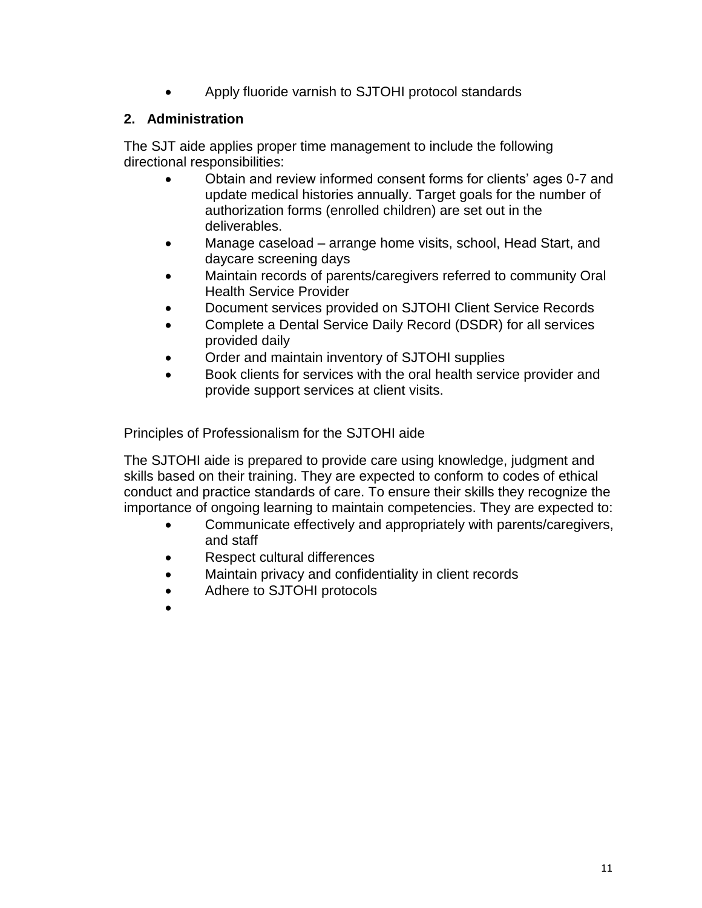- Apply fluoride varnish to SJTOHI protocol standards

## 2. Administration

The SJT aide applies proper time management to include the following directional responsibilities:

- Obtain and review informed consent forms for clients' ages 0-7 and update medical histories annually. Target goals for the number of authorization forms (enrolled children) are set out in the deliverables.
- Manage caseload – arrange home visits, school, Head Start, and daycare screening days
- Maintain records of parents/caregivers referred to community Oral Health Service Provider
- Document services provided on SJTOHI Client Service Records
- Complete a Dental Service Daily Record (DSDR) for all services provided daily
- Order and maintain inventory of SJTOHI supplies
- Book clients for services with the oral health service provider and provide support services at client visits.

Principles of Professionalism for the SJTOHI aide

The SJTOHI aide is prepared to provide care using knowledge, judgment and skills based on their training. They are expected to conform to codes of ethical conduct and practice standards of care. To ensure their skills they recognize the importance of ongoing learning to maintain competencies. They are expected to:

- Communicate effectively and appropriately with parents/caregivers, and staff
- Respect cultural differences
- Maintain privacy and confidentiality in client records
- Adhere to SJTOHI protocols
-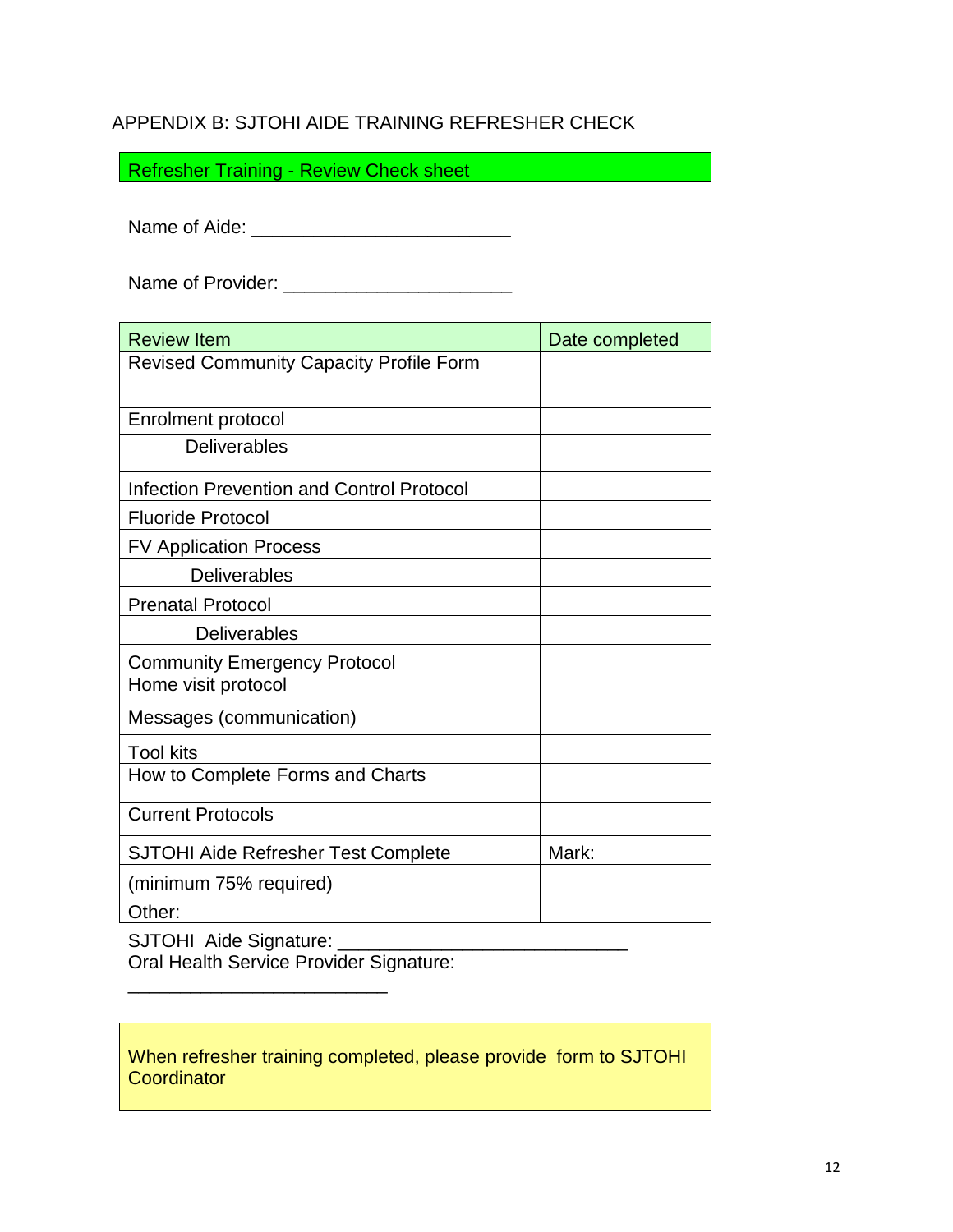## APPENDIX B: SJTOHI AIDE TRAINING REFRESHER CHECK

**Refresher Training - Review Check sheet**

Name of Aide: ________________________

Name of Provider: _____________________

| Review Item | Date completed |
|---|---|
| Revised Community Capacity Profile Form | |
| Enrolment protocol | |
| Deliverables | |
| Infection Prevention and Control Protocol | |
| Fluoride Protocol | |
| FV Application Process | |
| Deliverables | |
| Prenatal Protocol | |
| Deliverables | |
| Community Emergency Protocol | |
| Home visit protocol | |
| Messages (communication) | |
| Tool kits | |
| How to Complete Forms and Charts | |
| Current Protocols | |
| SJTOHI Aide Refresher Test Complete | Mark: |
| (minimum 75% required) | |
| Other: | |

SJTOHI Aide Signature: ___________________________

Oral Health Service Provider Signature: ________________________

When refresher training completed, please provide form to SJTOHI Coordinator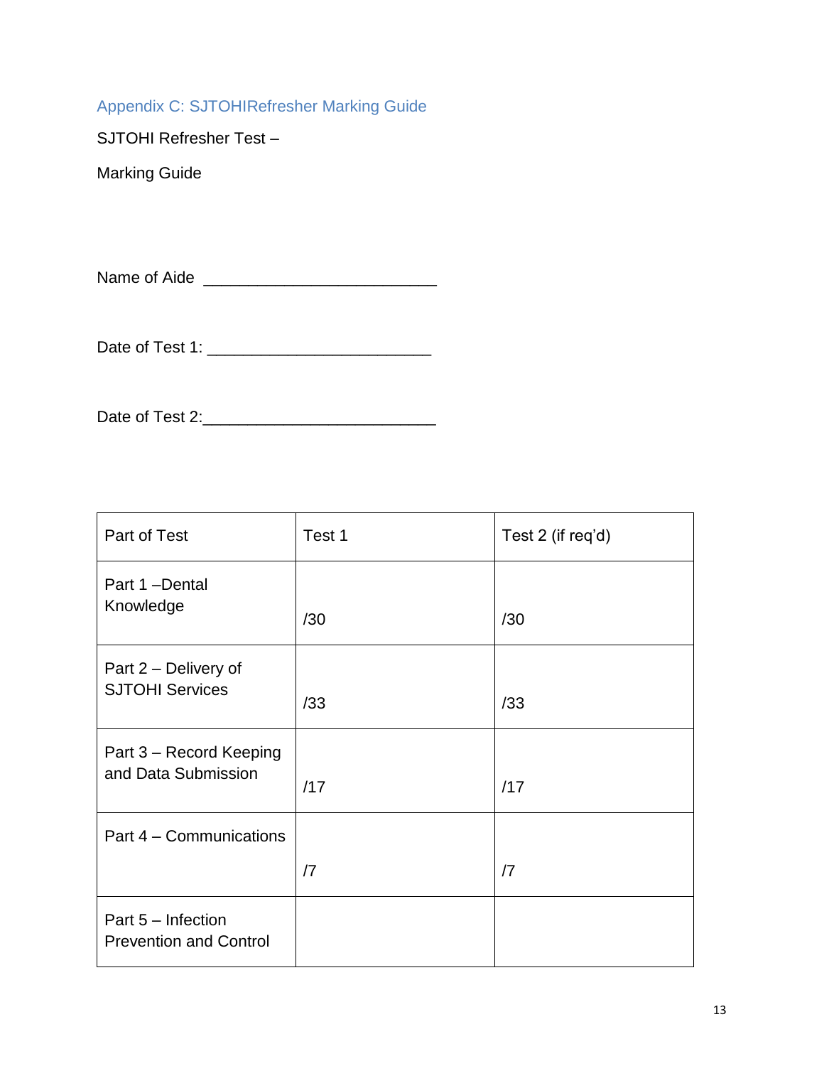## Appendix C: SJTOHIRefresher Marking Guide

SJTOHI Refresher Test –

Marking Guide

Name of Aide ___________________________

Date of Test 1: __________________________

Date of Test 2:___________________________

| Part of Test | Test 1 | Test 2 (if req'd) |
|---|---|---|
| Part 1 –Dental Knowledge | /30 | /30 |
| Part 2 – Delivery of SJTOHI Services | /33 | /33 |
| Part 3 – Record Keeping and Data Submission | /17 | /17 |
| Part 4 – Communications | /7 | /7 |
| Part 5 – Infection Prevention and Control | | |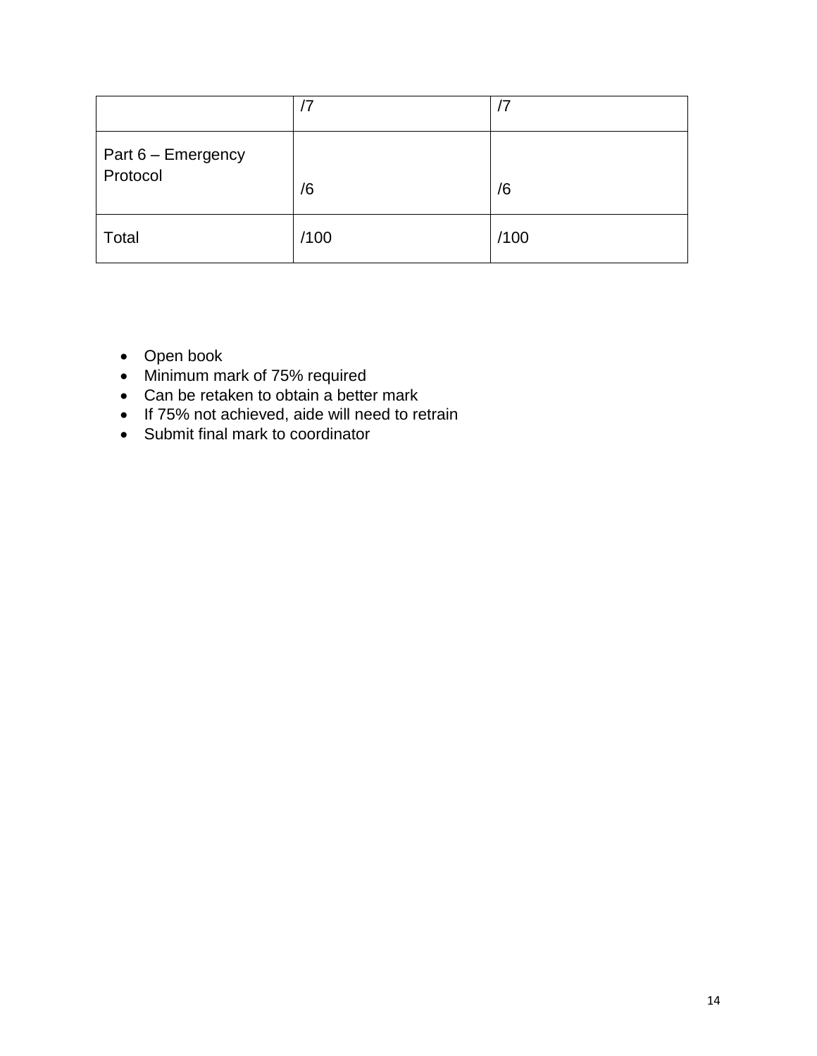| | | |
|---|---|---|
| | /7 | /7 |
| Part 6 – Emergency Protocol | /6 | /6 |
| Total | /100 | /100 |

- Open book
- Minimum mark of 75% required
- Can be retaken to obtain a better mark
- If 75% not achieved, aide will need to retrain
- Submit final mark to coordinator